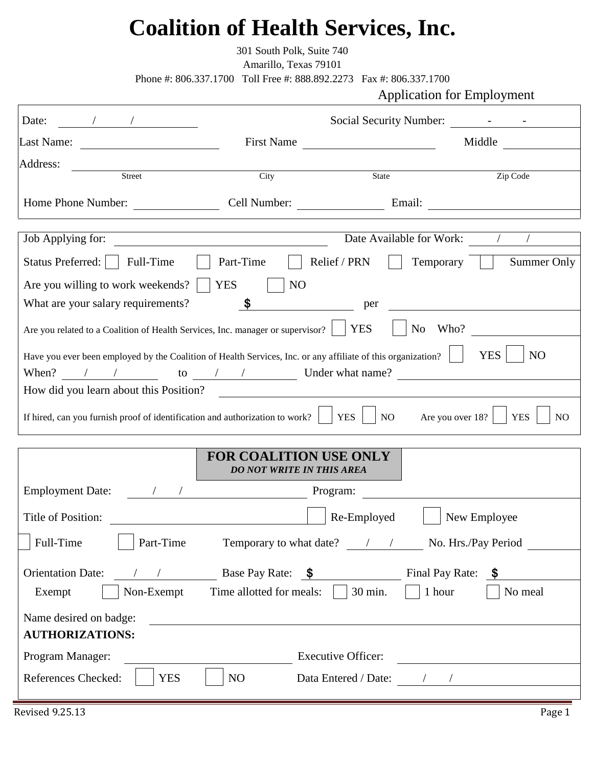# Coalition of Health Services, Inc.

301 South Polk, Suite 740
Amarillo, Texas 79101
Phone #: 806.337.1700 Toll Free #: 888.892.2273 Fax #: 806.337.1700

Application for Employment

Date: ____ / ____ / ____ Social Security Number: ____ - ____ - ____

Last Name: ______________ First Name ______________ Middle ______________

Address: ______________________________________________
Street City State Zip Code

Home Phone Number: ______________ Cell Number: ______________ Email: ______________

Job Applying for: ______________ Date Available for Work: ____ / ____ / ____

Status Preferred: ☐ Full-Time ☐ Part-Time ☐ Relief / PRN ☐ Temporary ☐ Summer Only

Are you willing to work weekends? ☐ YES ☐ NO

What are your salary requirements? $ ______________ per ______________

Are you related to a Coalition of Health Services, Inc. manager or supervisor? ☐ YES ☐ No Who? ______________

Have you ever been employed by the Coalition of Health Services, Inc. or any affiliate of this organization? ☐ YES ☐ NO

When? ____ / ____ / ____ to ____ / ____ / ____ Under what name? ______________

How did you learn about this Position? ______________

If hired, can you furnish proof of identification and authorization to work? ☐ YES ☐ NO Are you over 18? ☐ YES ☐ NO

## FOR COALITION USE ONLY

*DO NOT WRITE IN THIS AREA*

Employment Date: ____ / ____ / ____ Program: ______________

Title of Position: ______________ ☐ Re-Employed ☐ New Employee

☐ Full-Time ☐ Part-Time Temporary to what date? ____ / ____ / ____ No. Hrs./Pay Period ______________

Orientation Date: ____ / ____ / ____ Base Pay Rate: $ ______________ Final Pay Rate: $ ______________

Exempt ☐ Non-Exempt Time allotted for meals: ☐ 30 min. ☐ 1 hour ☐ No meal

Name desired on badge: ______________

**AUTHORIZATIONS:**

Program Manager: ______________ Executive Officer: ______________

References Checked: ☐ YES ☐ NO Data Entered / Date: ____ / ____ / ____

Revised 9.25.13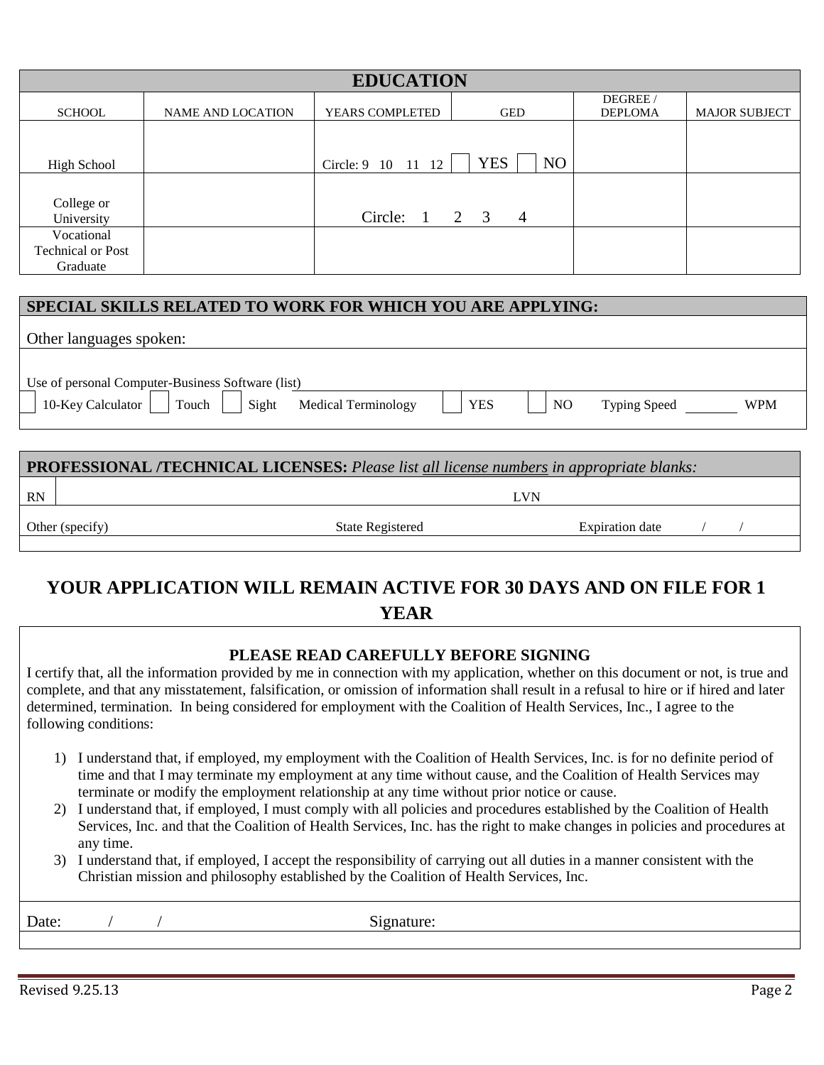## EDUCATION

| SCHOOL | NAME AND LOCATION | YEARS COMPLETED | GED | DEGREE / DEPLOMA | MAJOR SUBJECT |
|---|---|---|---|---|---|
| High School | | Circle: 9 10 11 12 | ☐ YES ☐ NO | | |
| College or University | | Circle: 1 2 3 4 | | | |
| Vocational Technical or Post Graduate | | | | | |

## SPECIAL SKILLS RELATED TO WORK FOR WHICH YOU ARE APPLYING:

Other languages spoken:

Use of personal Computer-Business Software (list)

☐ 10-Key Calculator ☐ Touch ☐ Sight Medical Terminology ☐ YES ☐ NO Typing Speed ________ WPM

## PROFESSIONAL /TECHNICAL LICENSES: *Please list all license numbers in appropriate blanks:*

| RN | | LVN | |
|---|---|---|---|
| Other (specify) | State Registered | Expiration date / / | |

## YOUR APPLICATION WILL REMAIN ACTIVE FOR 30 DAYS AND ON FILE FOR 1 YEAR

**PLEASE READ CAREFULLY BEFORE SIGNING**

I certify that, all the information provided by me in connection with my application, whether on this document or not, is true and complete, and that any misstatement, falsification, or omission of information shall result in a refusal to hire or if hired and later determined, termination. In being considered for employment with the Coalition of Health Services, Inc., I agree to the following conditions:

1) I understand that, if employed, my employment with the Coalition of Health Services, Inc. is for no definite period of time and that I may terminate my employment at any time without cause, and the Coalition of Health Services may terminate or modify the employment relationship at any time without prior notice or cause.
2) I understand that, if employed, I must comply with all policies and procedures established by the Coalition of Health Services, Inc. and that the Coalition of Health Services, Inc. has the right to make changes in policies and procedures at any time.
3) I understand that, if employed, I accept the responsibility of carrying out all duties in a manner consistent with the Christian mission and philosophy established by the Coalition of Health Services, Inc.

Date: / / Signature:

Revised 9.25.13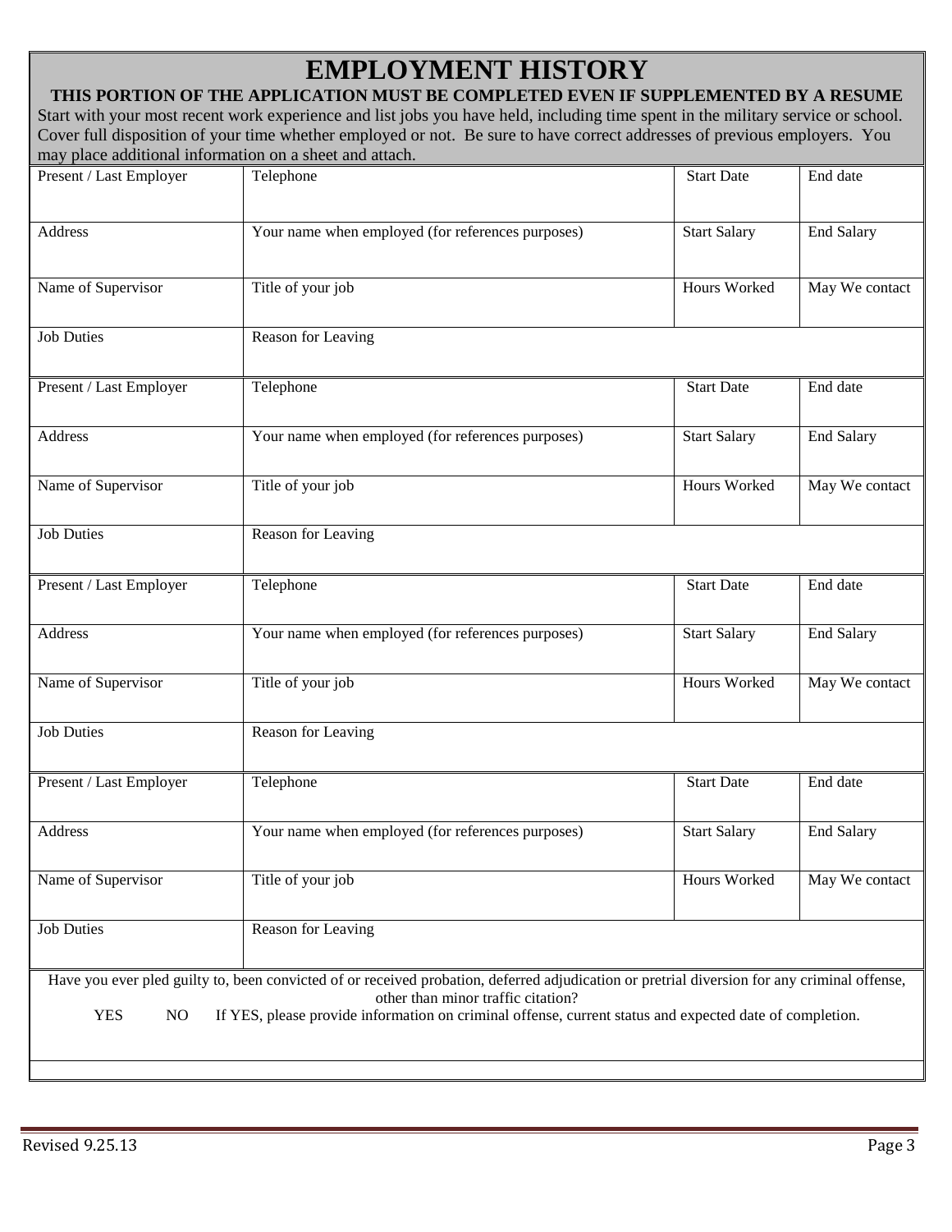# EMPLOYMENT HISTORY

**THIS PORTION OF THE APPLICATION MUST BE COMPLETED EVEN IF SUPPLEMENTED BY A RESUME**

Start with your most recent work experience and list jobs you have held, including time spent in the military service or school. Cover full disposition of your time whether employed or not. Be sure to have correct addresses of previous employers. You may place additional information on a sheet and attach.

| Present / Last Employer | Telephone | Start Date | End date |
|---|---|---|---|
| Address | Your name when employed (for references purposes) | Start Salary | End Salary |
| Name of Supervisor | Title of your job | Hours Worked | May We contact |
| Job Duties | Reason for Leaving | | |

| Present / Last Employer | Telephone | Start Date | End date |
|---|---|---|---|
| Address | Your name when employed (for references purposes) | Start Salary | End Salary |
| Name of Supervisor | Title of your job | Hours Worked | May We contact |
| Job Duties | Reason for Leaving | | |

| Present / Last Employer | Telephone | Start Date | End date |
|---|---|---|---|
| Address | Your name when employed (for references purposes) | Start Salary | End Salary |
| Name of Supervisor | Title of your job | Hours Worked | May We contact |
| Job Duties | Reason for Leaving | | |

| Present / Last Employer | Telephone | Start Date | End date |
|---|---|---|---|
| Address | Your name when employed (for references purposes) | Start Salary | End Salary |
| Name of Supervisor | Title of your job | Hours Worked | May We contact |
| Job Duties | Reason for Leaving | | |

Have you ever pled guilty to, been convicted of or received probation, deferred adjudication or pretrial diversion for any criminal offense, other than minor traffic citation?

YES NO If YES, please provide information on criminal offense, current status and expected date of completion.

Revised 9.25.13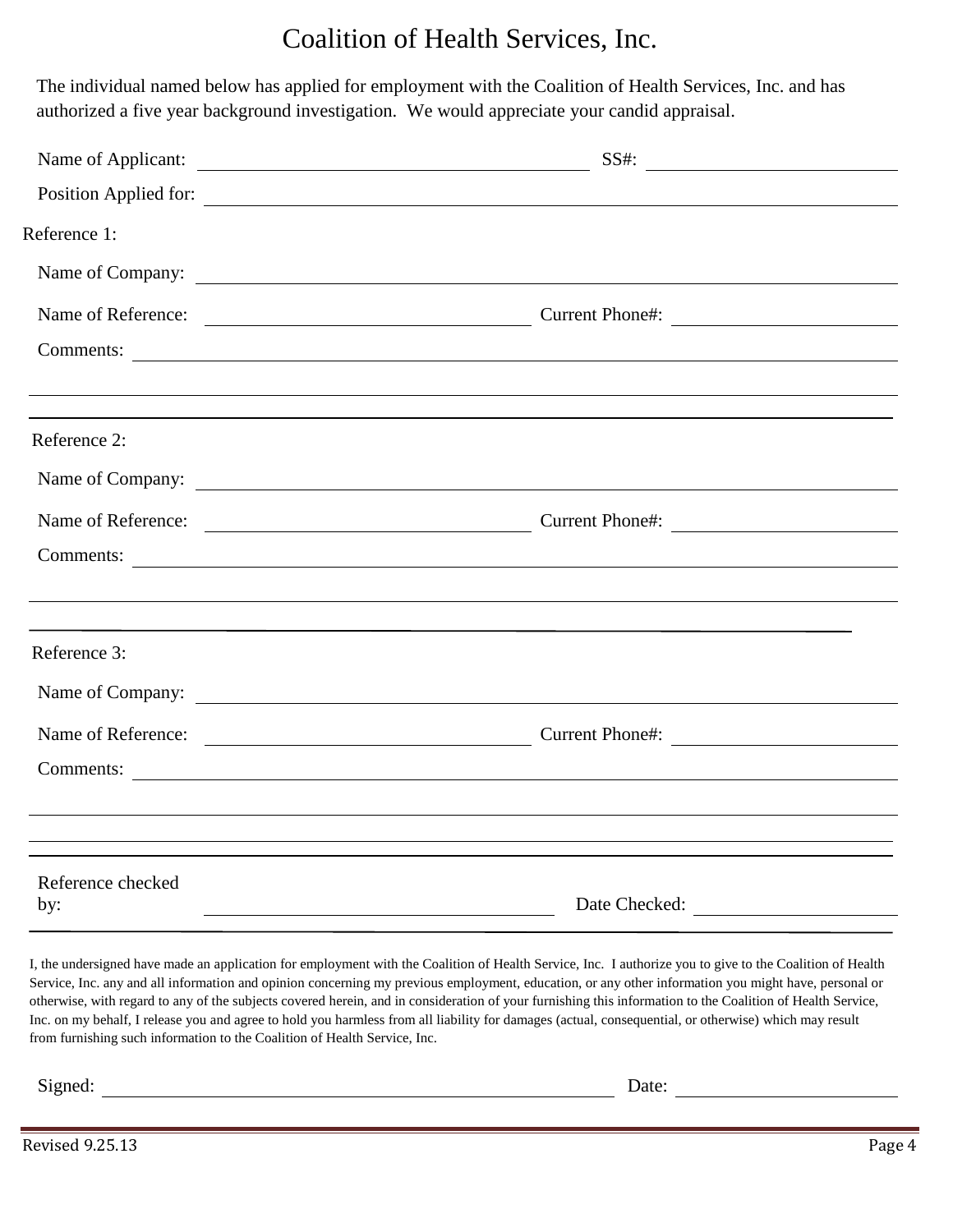# Coalition of Health Services, Inc.

The individual named below has applied for employment with the Coalition of Health Services, Inc. and has authorized a five year background investigation. We would appreciate your candid appraisal.

Name of Applicant: ______________________________ SS#: ____________________

Position Applied for: ______________________________________________

Reference 1:

Name of Company: ______________________________________________

Name of Reference: ______________________________ Current Phone#: ____________________

Comments: ______________________________________________

______________________________________________

______________________________________________

Reference 2:

Name of Company: ______________________________________________

Name of Reference: ______________________________ Current Phone#: ____________________

Comments: ______________________________________________

______________________________________________

______________________________________________

Reference 3:

Name of Company: ______________________________________________

Name of Reference: ______________________________ Current Phone#: ____________________

Comments: ______________________________________________

______________________________________________

______________________________________________

Reference checked by: ______________________________ Date Checked: ____________________

I, the undersigned have made an application for employment with the Coalition of Health Service, Inc. I authorize you to give to the Coalition of Health Service, Inc. any and all information and opinion concerning my previous employment, education, or any other information you might have, personal or otherwise, with regard to any of the subjects covered herein, and in consideration of your furnishing this information to the Coalition of Health Service, Inc. on my behalf, I release you and agree to hold you harmless from all liability for damages (actual, consequential, or otherwise) which may result from furnishing such information to the Coalition of Health Service, Inc.

Signed: ______________________________________________ Date: ____________________

Revised 9.25.13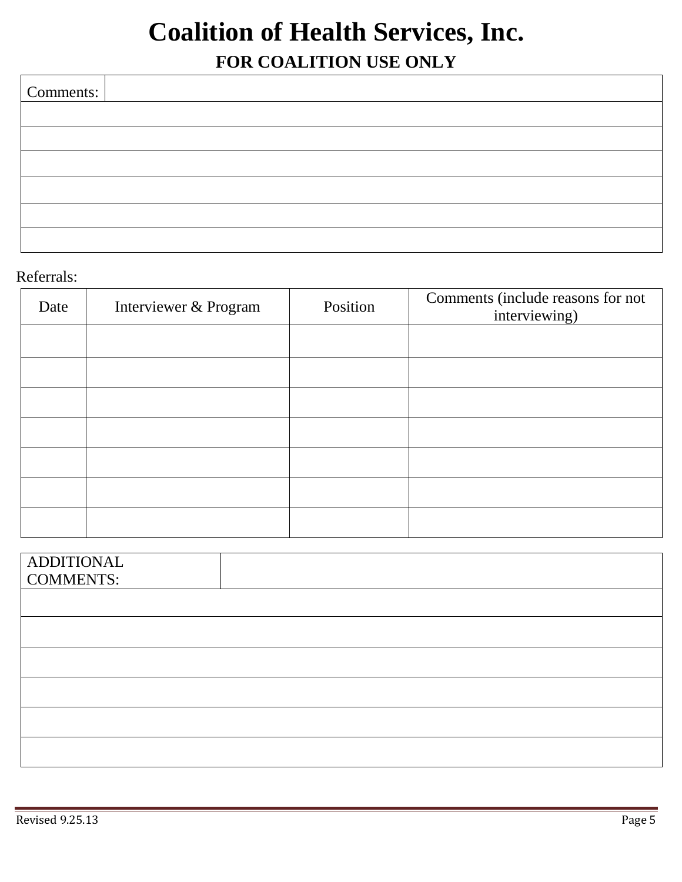# Coalition of Health Services, Inc.

## FOR COALITION USE ONLY

| Comments: | |
|---|---|
| | |
| | |
| | |
| | |
| | |
| | |

Referrals:

| Date | Interviewer & Program | Position | Comments (include reasons for not interviewing) |
|---|---|---|---|
| | | | |
| | | | |
| | | | |
| | | | |
| | | | |
| | | | |
| | | | |

| ADDITIONAL COMMENTS: | |
|---|---|
| | |
| | |
| | |
| | |
| | |
| | |

Revised 9.25.13